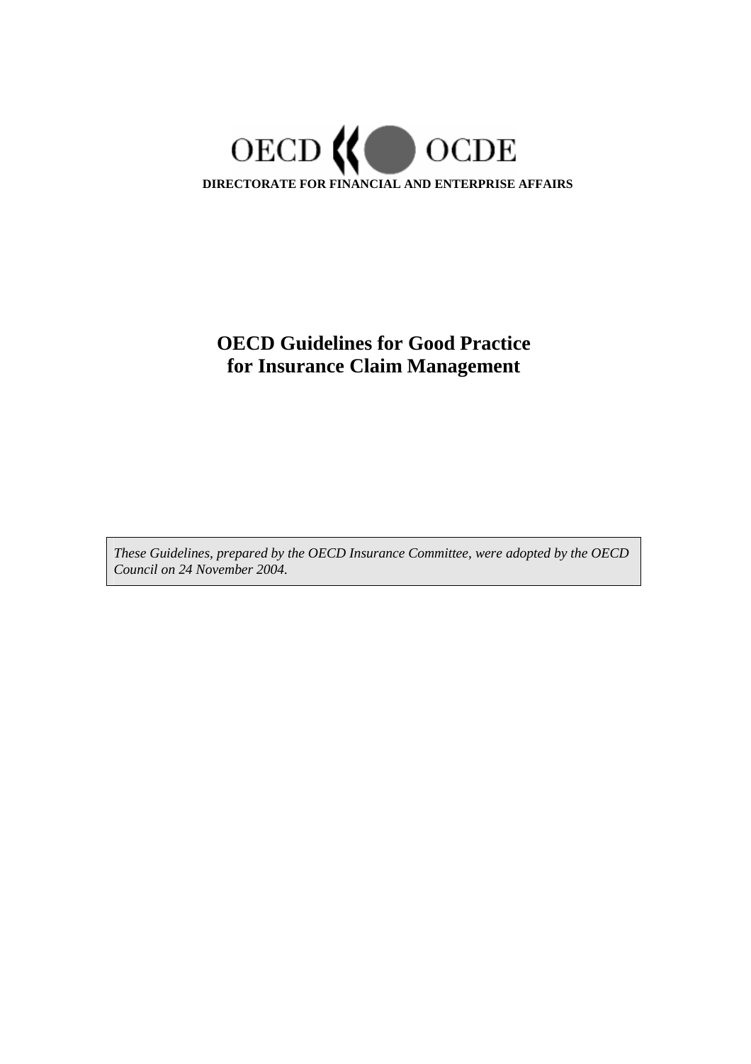OECD OCDE

**DIRECTORATE FOR FINANCIAL AND ENTERPRISE AFFAIRS**

# OECD Guidelines for Good Practice for Insurance Claim Management

*These Guidelines, prepared by the OECD Insurance Committee, were adopted by the OECD Council on 24 November 2004.*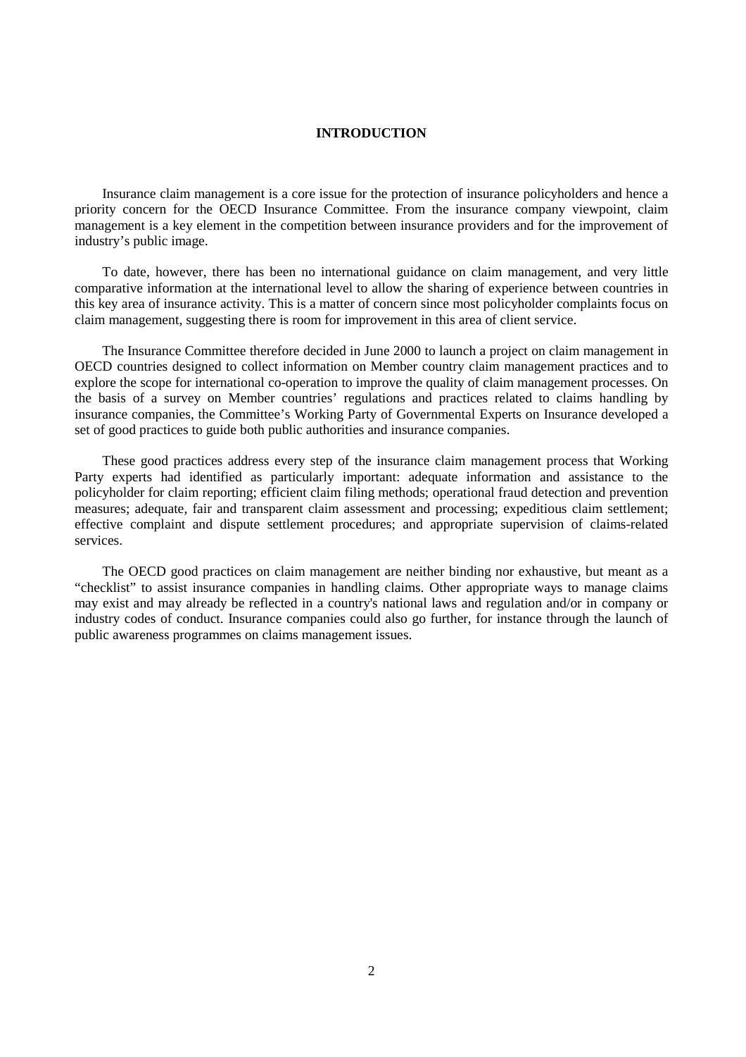# INTRODUCTION

Insurance claim management is a core issue for the protection of insurance policyholders and hence a priority concern for the OECD Insurance Committee. From the insurance company viewpoint, claim management is a key element in the competition between insurance providers and for the improvement of industry's public image.

To date, however, there has been no international guidance on claim management, and very little comparative information at the international level to allow the sharing of experience between countries in this key area of insurance activity. This is a matter of concern since most policyholder complaints focus on claim management, suggesting there is room for improvement in this area of client service.

The Insurance Committee therefore decided in June 2000 to launch a project on claim management in OECD countries designed to collect information on Member country claim management practices and to explore the scope for international co-operation to improve the quality of claim management processes. On the basis of a survey on Member countries' regulations and practices related to claims handling by insurance companies, the Committee's Working Party of Governmental Experts on Insurance developed a set of good practices to guide both public authorities and insurance companies.

These good practices address every step of the insurance claim management process that Working Party experts had identified as particularly important: adequate information and assistance to the policyholder for claim reporting; efficient claim filing methods; operational fraud detection and prevention measures; adequate, fair and transparent claim assessment and processing; expeditious claim settlement; effective complaint and dispute settlement procedures; and appropriate supervision of claims-related services.

The OECD good practices on claim management are neither binding nor exhaustive, but meant as a "checklist" to assist insurance companies in handling claims. Other appropriate ways to manage claims may exist and may already be reflected in a country's national laws and regulation and/or in company or industry codes of conduct. Insurance companies could also go further, for instance through the launch of public awareness programmes on claims management issues.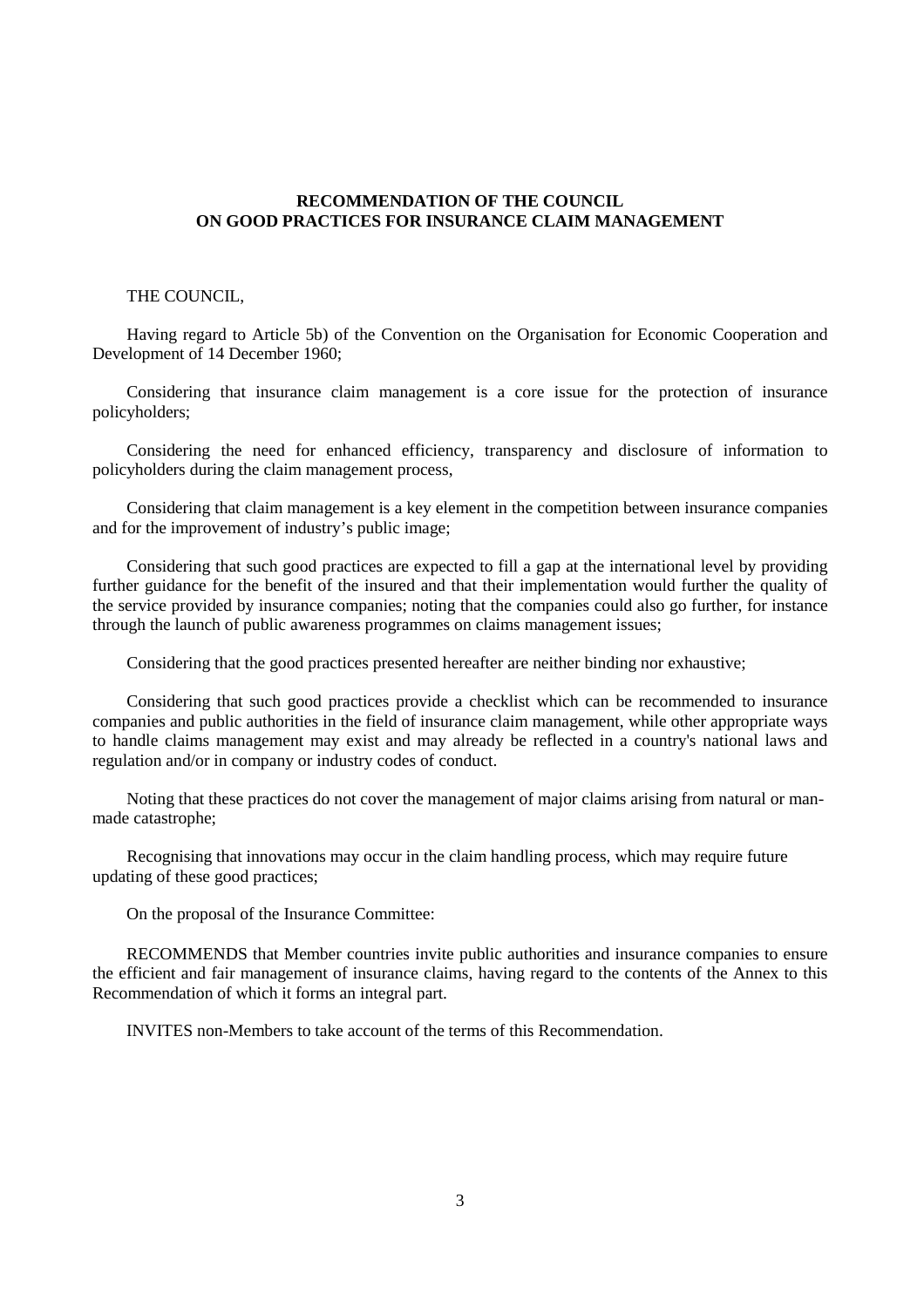# RECOMMENDATION OF THE COUNCIL ON GOOD PRACTICES FOR INSURANCE CLAIM MANAGEMENT

THE COUNCIL,

Having regard to Article 5b) of the Convention on the Organisation for Economic Cooperation and Development of 14 December 1960;

Considering that insurance claim management is a core issue for the protection of insurance policyholders;

Considering the need for enhanced efficiency, transparency and disclosure of information to policyholders during the claim management process,

Considering that claim management is a key element in the competition between insurance companies and for the improvement of industry's public image;

Considering that such good practices are expected to fill a gap at the international level by providing further guidance for the benefit of the insured and that their implementation would further the quality of the service provided by insurance companies; noting that the companies could also go further, for instance through the launch of public awareness programmes on claims management issues;

Considering that the good practices presented hereafter are neither binding nor exhaustive;

Considering that such good practices provide a checklist which can be recommended to insurance companies and public authorities in the field of insurance claim management, while other appropriate ways to handle claims management may exist and may already be reflected in a country's national laws and regulation and/or in company or industry codes of conduct.

Noting that these practices do not cover the management of major claims arising from natural or man-made catastrophe;

Recognising that innovations may occur in the claim handling process, which may require future updating of these good practices;

On the proposal of the Insurance Committee:

RECOMMENDS that Member countries invite public authorities and insurance companies to ensure the efficient and fair management of insurance claims, having regard to the contents of the Annex to this Recommendation of which it forms an integral part.

INVITES non-Members to take account of the terms of this Recommendation.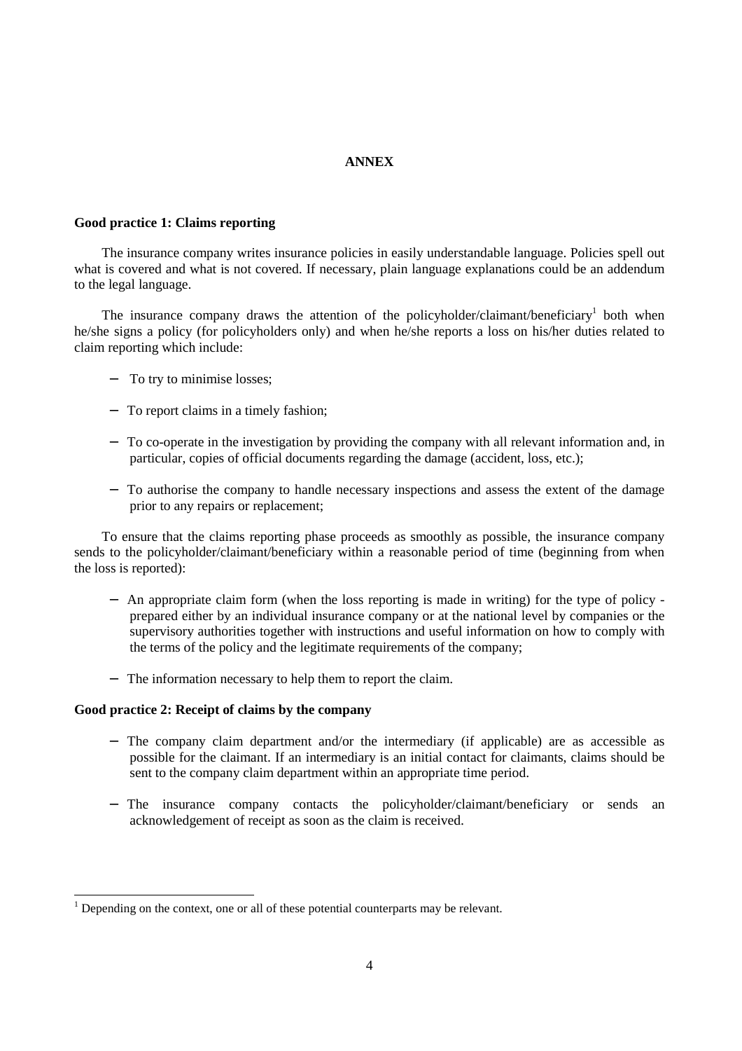# ANNEX

**Good practice 1: Claims reporting**

The insurance company writes insurance policies in easily understandable language. Policies spell out what is covered and what is not covered. If necessary, plain language explanations could be an addendum to the legal language.

The insurance company draws the attention of the policyholder/claimant/beneficiary[1] both when he/she signs a policy (for policyholders only) and when he/she reports a loss on his/her duties related to claim reporting which include:

- To try to minimise losses;
- To report claims in a timely fashion;
- To co-operate in the investigation by providing the company with all relevant information and, in particular, copies of official documents regarding the damage (accident, loss, etc.);
- To authorise the company to handle necessary inspections and assess the extent of the damage prior to any repairs or replacement;

To ensure that the claims reporting phase proceeds as smoothly as possible, the insurance company sends to the policyholder/claimant/beneficiary within a reasonable period of time (beginning from when the loss is reported):

- An appropriate claim form (when the loss reporting is made in writing) for the type of policy - prepared either by an individual insurance company or at the national level by companies or the supervisory authorities together with instructions and useful information on how to comply with the terms of the policy and the legitimate requirements of the company;
- The information necessary to help them to report the claim.

**Good practice 2: Receipt of claims by the company**

- The company claim department and/or the intermediary (if applicable) are as accessible as possible for the claimant. If an intermediary is an initial contact for claimants, claims should be sent to the company claim department within an appropriate time period.
- The insurance company contacts the policyholder/claimant/beneficiary or sends an acknowledgement of receipt as soon as the claim is received.

[1] Depending on the context, one or all of these potential counterparts may be relevant.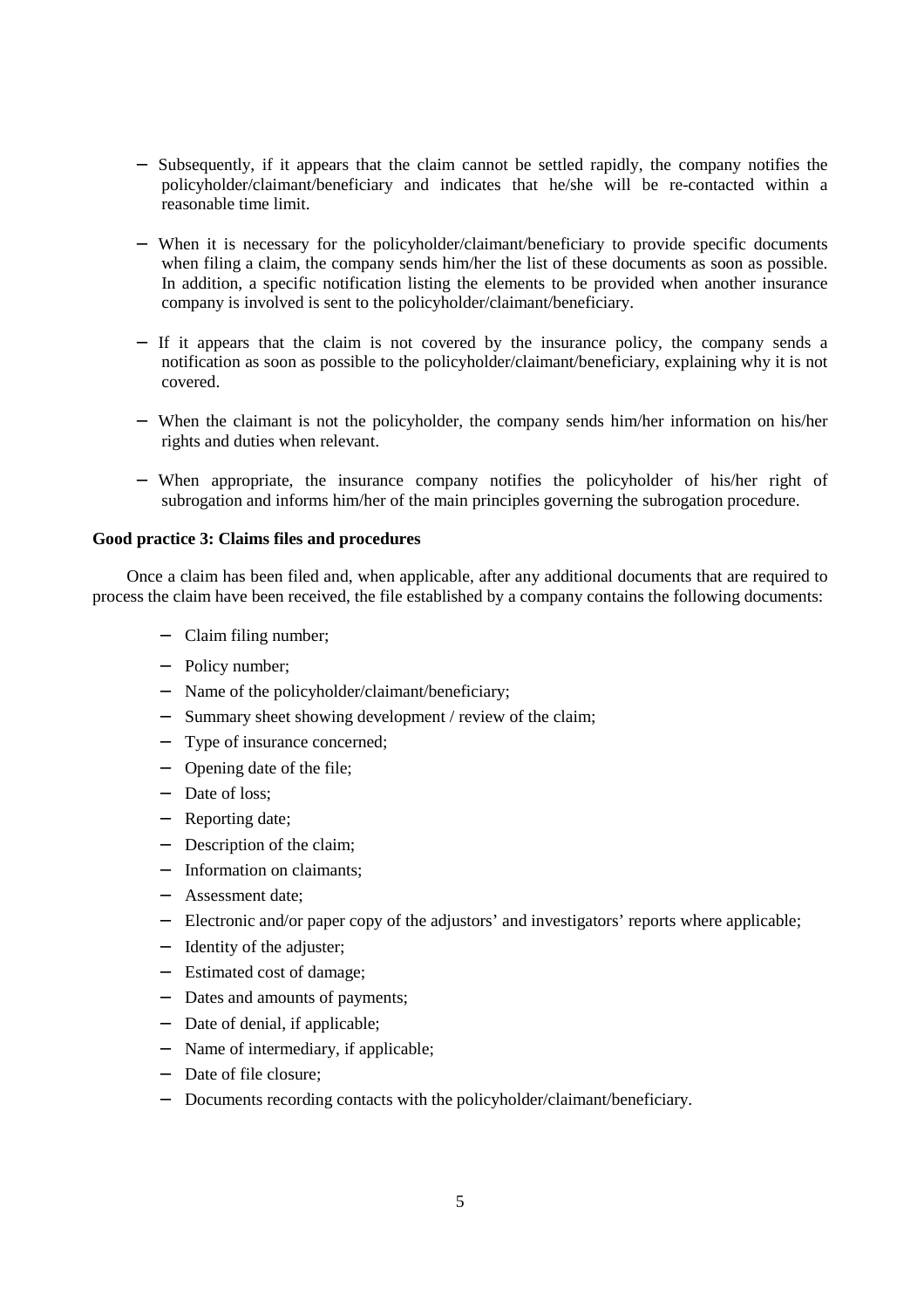- Subsequently, if it appears that the claim cannot be settled rapidly, the company notifies the policyholder/claimant/beneficiary and indicates that he/she will be re-contacted within a reasonable time limit.

- When it is necessary for the policyholder/claimant/beneficiary to provide specific documents when filing a claim, the company sends him/her the list of these documents as soon as possible. In addition, a specific notification listing the elements to be provided when another insurance company is involved is sent to the policyholder/claimant/beneficiary.

- If it appears that the claim is not covered by the insurance policy, the company sends a notification as soon as possible to the policyholder/claimant/beneficiary, explaining why it is not covered.

- When the claimant is not the policyholder, the company sends him/her information on his/her rights and duties when relevant.

- When appropriate, the insurance company notifies the policyholder of his/her right of subrogation and informs him/her of the main principles governing the subrogation procedure.

**Good practice 3: Claims files and procedures**

Once a claim has been filed and, when applicable, after any additional documents that are required to process the claim have been received, the file established by a company contains the following documents:

- Claim filing number;
- Policy number;
- Name of the policyholder/claimant/beneficiary;
- Summary sheet showing development / review of the claim;
- Type of insurance concerned;
- Opening date of the file;
- Date of loss;
- Reporting date;
- Description of the claim;
- Information on claimants;
- Assessment date;
- Electronic and/or paper copy of the adjustors' and investigators' reports where applicable;
- Identity of the adjuster;
- Estimated cost of damage;
- Dates and amounts of payments;
- Date of denial, if applicable;
- Name of intermediary, if applicable;
- Date of file closure;
- Documents recording contacts with the policyholder/claimant/beneficiary.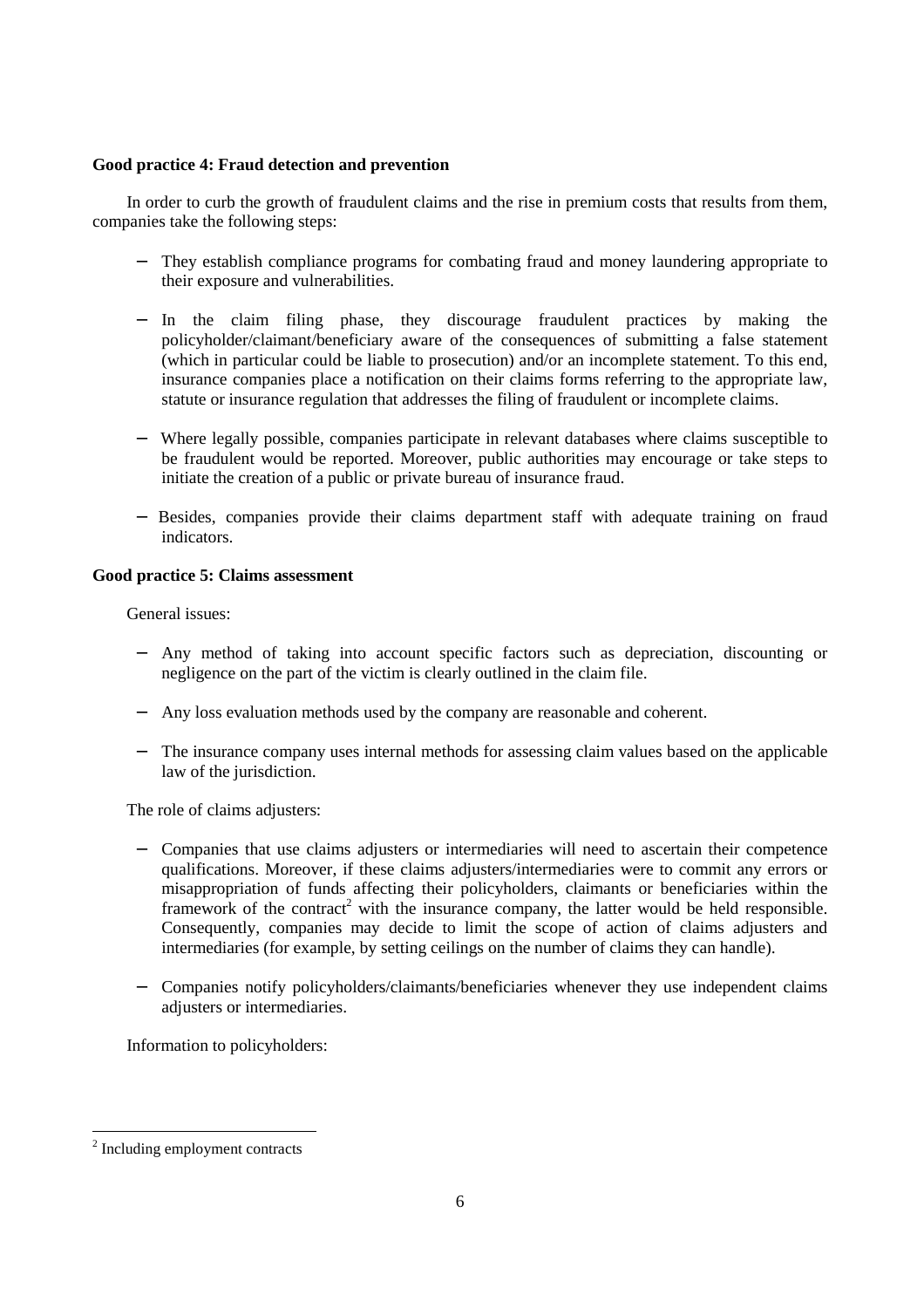**Good practice 4: Fraud detection and prevention**

In order to curb the growth of fraudulent claims and the rise in premium costs that results from them, companies take the following steps:

- They establish compliance programs for combating fraud and money laundering appropriate to their exposure and vulnerabilities.
- In the claim filing phase, they discourage fraudulent practices by making the policyholder/claimant/beneficiary aware of the consequences of submitting a false statement (which in particular could be liable to prosecution) and/or an incomplete statement. To this end, insurance companies place a notification on their claims forms referring to the appropriate law, statute or insurance regulation that addresses the filing of fraudulent or incomplete claims.
- Where legally possible, companies participate in relevant databases where claims susceptible to be fraudulent would be reported. Moreover, public authorities may encourage or take steps to initiate the creation of a public or private bureau of insurance fraud.
- Besides, companies provide their claims department staff with adequate training on fraud indicators.

**Good practice 5: Claims assessment**

General issues:

- Any method of taking into account specific factors such as depreciation, discounting or negligence on the part of the victim is clearly outlined in the claim file.
- Any loss evaluation methods used by the company are reasonable and coherent.
- The insurance company uses internal methods for assessing claim values based on the applicable law of the jurisdiction.

The role of claims adjusters:

- Companies that use claims adjusters or intermediaries will need to ascertain their competence qualifications. Moreover, if these claims adjusters/intermediaries were to commit any errors or misappropriation of funds affecting their policyholders, claimants or beneficiaries within the framework of the contract[2] with the insurance company, the latter would be held responsible. Consequently, companies may decide to limit the scope of action of claims adjusters and intermediaries (for example, by setting ceilings on the number of claims they can handle).
- Companies notify policyholders/claimants/beneficiaries whenever they use independent claims adjusters or intermediaries.

Information to policyholders:

[2] Including employment contracts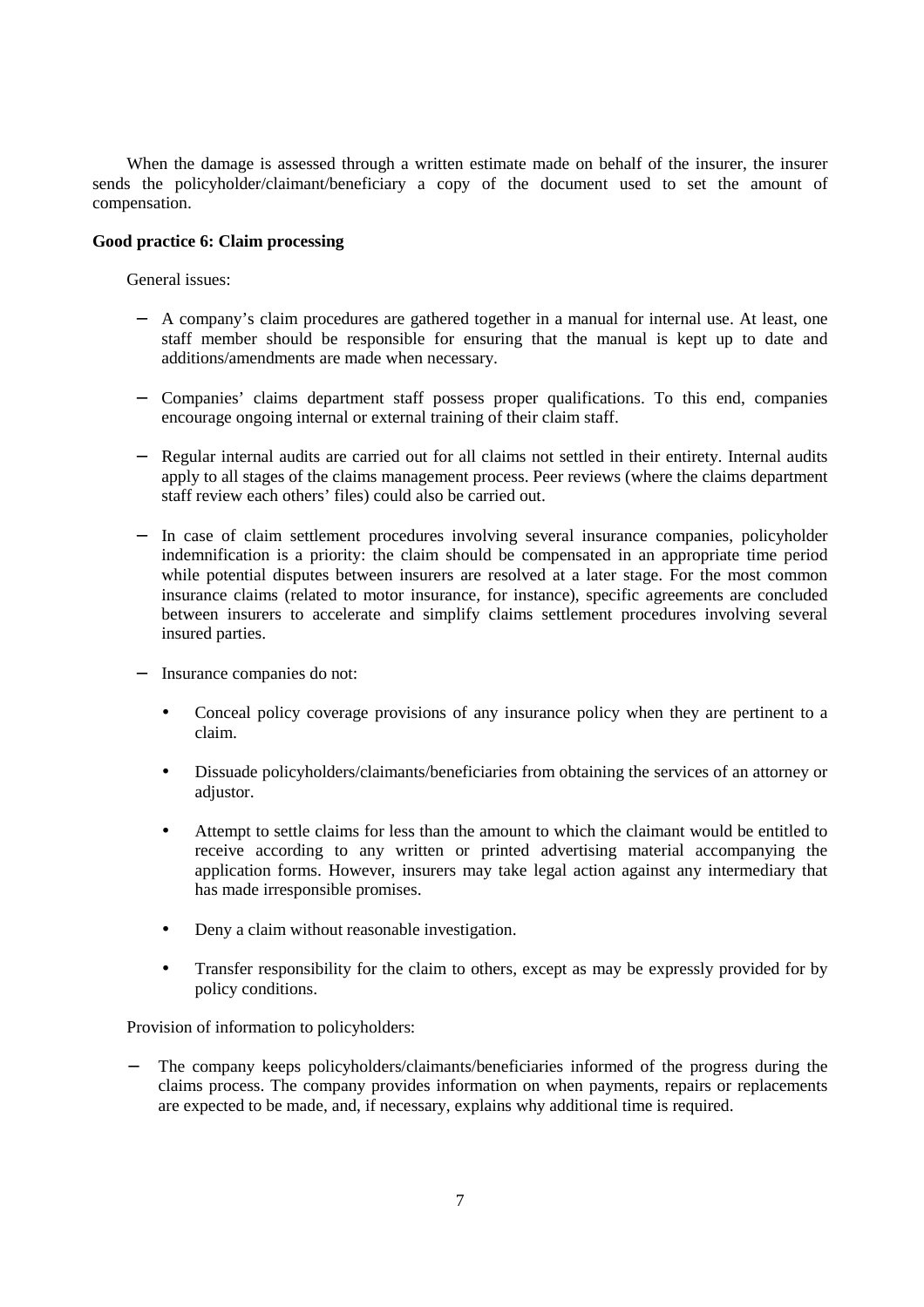When the damage is assessed through a written estimate made on behalf of the insurer, the insurer sends the policyholder/claimant/beneficiary a copy of the document used to set the amount of compensation.

**Good practice 6: Claim processing**

General issues:

- A company's claim procedures are gathered together in a manual for internal use. At least, one staff member should be responsible for ensuring that the manual is kept up to date and additions/amendments are made when necessary.

- Companies' claims department staff possess proper qualifications. To this end, companies encourage ongoing internal or external training of their claim staff.

- Regular internal audits are carried out for all claims not settled in their entirety. Internal audits apply to all stages of the claims management process. Peer reviews (where the claims department staff review each others' files) could also be carried out.

- In case of claim settlement procedures involving several insurance companies, policyholder indemnification is a priority: the claim should be compensated in an appropriate time period while potential disputes between insurers are resolved at a later stage. For the most common insurance claims (related to motor insurance, for instance), specific agreements are concluded between insurers to accelerate and simplify claims settlement procedures involving several insured parties.

- Insurance companies do not:

  - Conceal policy coverage provisions of any insurance policy when they are pertinent to a claim.

  - Dissuade policyholders/claimants/beneficiaries from obtaining the services of an attorney or adjustor.

  - Attempt to settle claims for less than the amount to which the claimant would be entitled to receive according to any written or printed advertising material accompanying the application forms. However, insurers may take legal action against any intermediary that has made irresponsible promises.

  - Deny a claim without reasonable investigation.

  - Transfer responsibility for the claim to others, except as may be expressly provided for by policy conditions.

Provision of information to policyholders:

- The company keeps policyholders/claimants/beneficiaries informed of the progress during the claims process. The company provides information on when payments, repairs or replacements are expected to be made, and, if necessary, explains why additional time is required.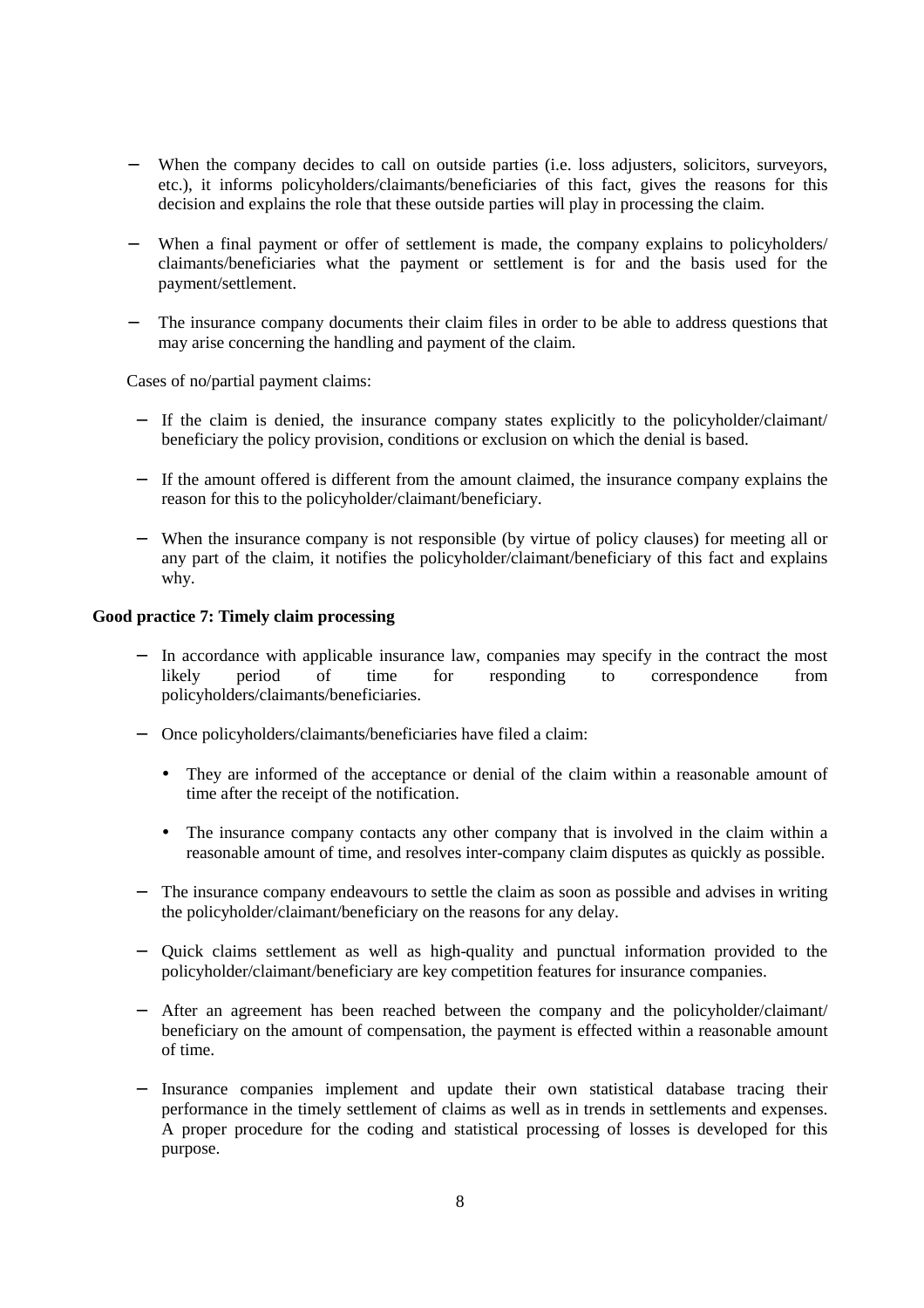- When the company decides to call on outside parties (i.e. loss adjusters, solicitors, surveyors, etc.), it informs policyholders/claimants/beneficiaries of this fact, gives the reasons for this decision and explains the role that these outside parties will play in processing the claim.

- When a final payment or offer of settlement is made, the company explains to policyholders/ claimants/beneficiaries what the payment or settlement is for and the basis used for the payment/settlement.

- The insurance company documents their claim files in order to be able to address questions that may arise concerning the handling and payment of the claim.

Cases of no/partial payment claims:

- If the claim is denied, the insurance company states explicitly to the policyholder/claimant/ beneficiary the policy provision, conditions or exclusion on which the denial is based.

- If the amount offered is different from the amount claimed, the insurance company explains the reason for this to the policyholder/claimant/beneficiary.

- When the insurance company is not responsible (by virtue of policy clauses) for meeting all or any part of the claim, it notifies the policyholder/claimant/beneficiary of this fact and explains why.

**Good practice 7: Timely claim processing**

- In accordance with applicable insurance law, companies may specify in the contract the most likely period of time for responding to correspondence from policyholders/claimants/beneficiaries.

- Once policyholders/claimants/beneficiaries have filed a claim:

  - They are informed of the acceptance or denial of the claim within a reasonable amount of time after the receipt of the notification.

  - The insurance company contacts any other company that is involved in the claim within a reasonable amount of time, and resolves inter-company claim disputes as quickly as possible.

- The insurance company endeavours to settle the claim as soon as possible and advises in writing the policyholder/claimant/beneficiary on the reasons for any delay.

- Quick claims settlement as well as high-quality and punctual information provided to the policyholder/claimant/beneficiary are key competition features for insurance companies.

- After an agreement has been reached between the company and the policyholder/claimant/ beneficiary on the amount of compensation, the payment is effected within a reasonable amount of time.

- Insurance companies implement and update their own statistical database tracing their performance in the timely settlement of claims as well as in trends in settlements and expenses. A proper procedure for the coding and statistical processing of losses is developed for this purpose.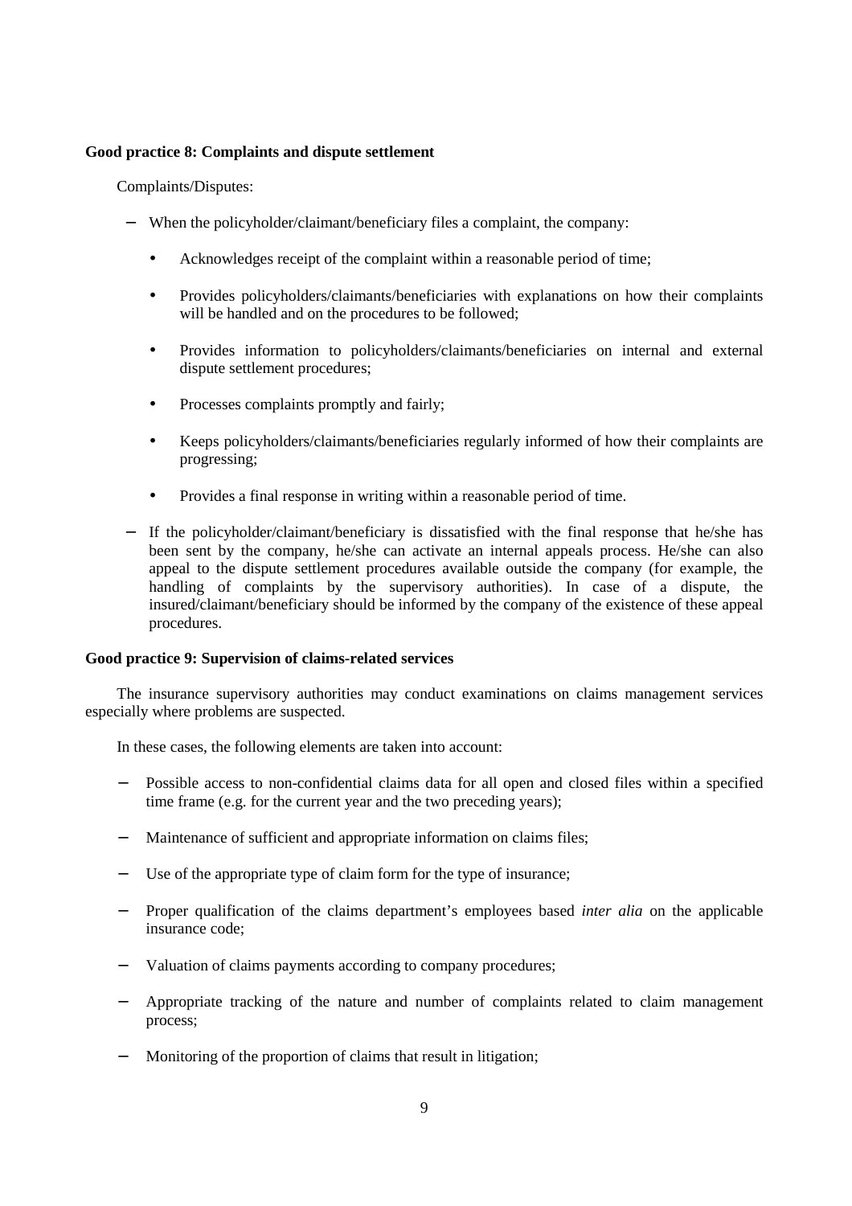**Good practice 8: Complaints and dispute settlement**

Complaints/Disputes:

- When the policyholder/claimant/beneficiary files a complaint, the company:
  - Acknowledges receipt of the complaint within a reasonable period of time;
  - Provides policyholders/claimants/beneficiaries with explanations on how their complaints will be handled and on the procedures to be followed;
  - Provides information to policyholders/claimants/beneficiaries on internal and external dispute settlement procedures;
  - Processes complaints promptly and fairly;
  - Keeps policyholders/claimants/beneficiaries regularly informed of how their complaints are progressing;
  - Provides a final response in writing within a reasonable period of time.
- If the policyholder/claimant/beneficiary is dissatisfied with the final response that he/she has been sent by the company, he/she can activate an internal appeals process. He/she can also appeal to the dispute settlement procedures available outside the company (for example, the handling of complaints by the supervisory authorities). In case of a dispute, the insured/claimant/beneficiary should be informed by the company of the existence of these appeal procedures.

**Good practice 9: Supervision of claims-related services**

The insurance supervisory authorities may conduct examinations on claims management services especially where problems are suspected.

In these cases, the following elements are taken into account:

- Possible access to non-confidential claims data for all open and closed files within a specified time frame (e.g. for the current year and the two preceding years);
- Maintenance of sufficient and appropriate information on claims files;
- Use of the appropriate type of claim form for the type of insurance;
- Proper qualification of the claims department's employees based *inter alia* on the applicable insurance code;
- Valuation of claims payments according to company procedures;
- Appropriate tracking of the nature and number of complaints related to claim management process;
- Monitoring of the proportion of claims that result in litigation;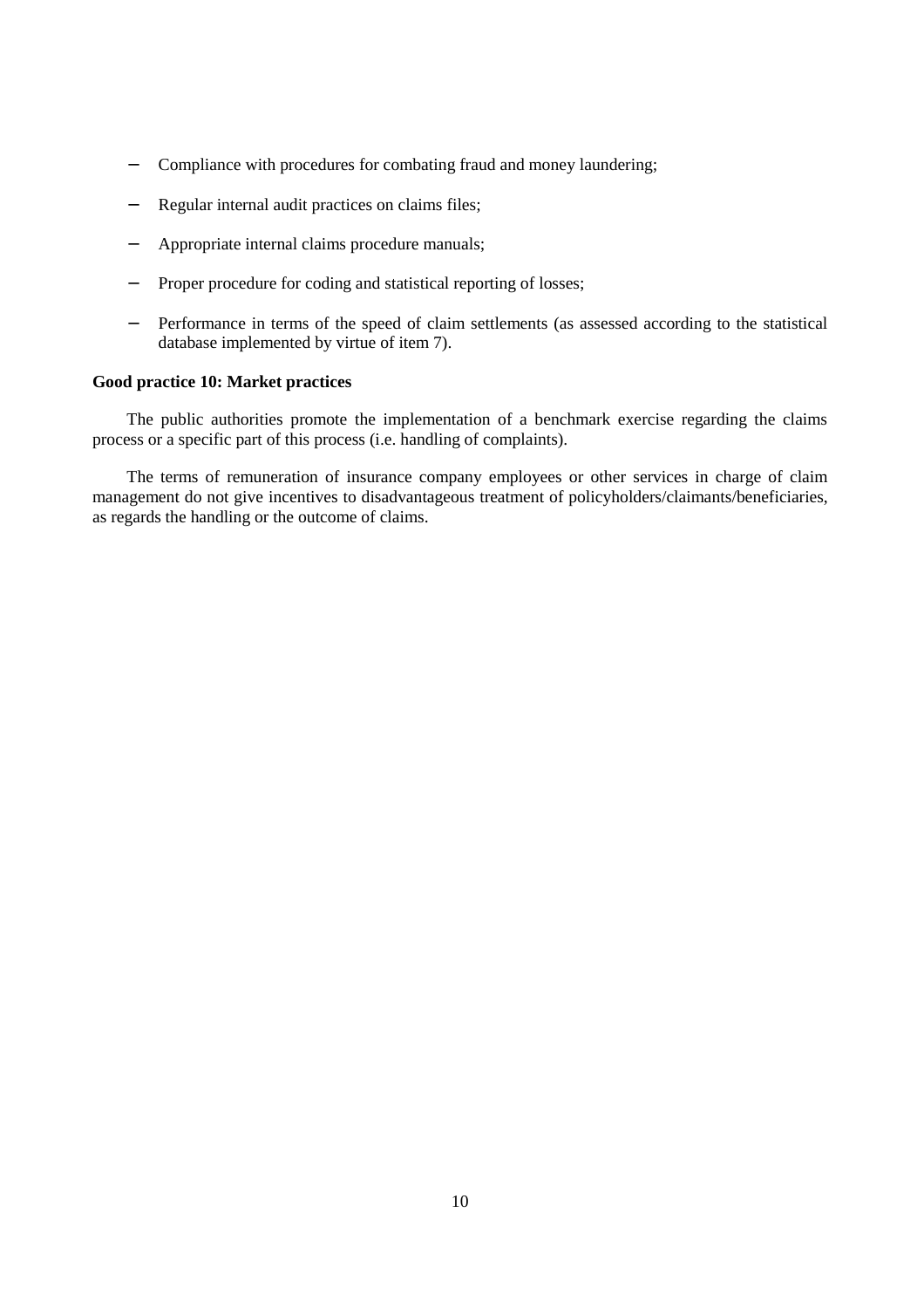- Compliance with procedures for combating fraud and money laundering;
- Regular internal audit practices on claims files;
- Appropriate internal claims procedure manuals;
- Proper procedure for coding and statistical reporting of losses;
- Performance in terms of the speed of claim settlements (as assessed according to the statistical database implemented by virtue of item 7).

**Good practice 10: Market practices**

The public authorities promote the implementation of a benchmark exercise regarding the claims process or a specific part of this process (i.e. handling of complaints).

The terms of remuneration of insurance company employees or other services in charge of claim management do not give incentives to disadvantageous treatment of policyholders/claimants/beneficiaries, as regards the handling or the outcome of claims.